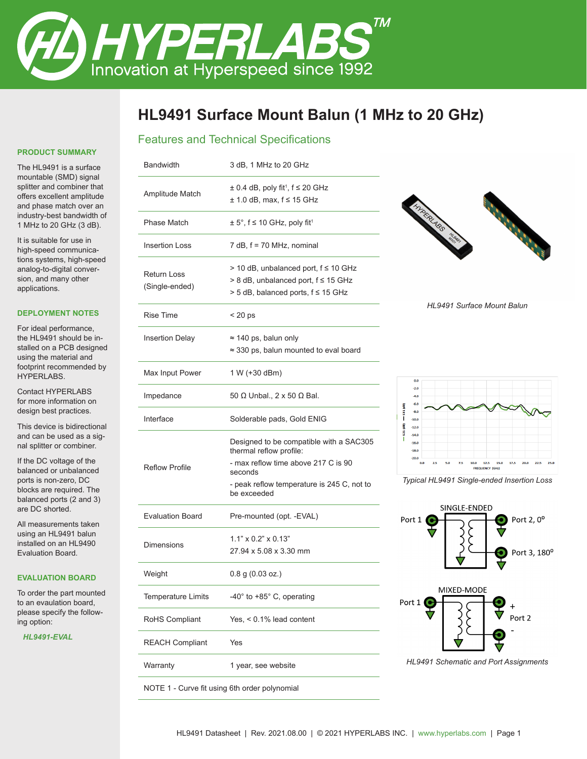# HL9491 Surface Mount Balun (1 MHz to 20 GHz)

## Features and Technical Specifications

| | |
|---|---|
| Bandwidth | 3 dB, 1 MHz to 20 GHz |
| Amplitude Match | ± 0.4 dB, poly fit[1], f ≤ 20 GHz<br>± 1.0 dB, max, f ≤ 15 GHz |
| Phase Match | ± 5°, f ≤ 10 GHz, poly fit[1] |
| Insertion Loss | 7 dB, f = 70 MHz, nominal |
| Return Loss (Single-ended) | > 10 dB, unbalanced port, f ≤ 10 GHz<br>> 8 dB, unbalanced port, f ≤ 15 GHz<br>> 5 dB, balanced ports, f ≤ 15 GHz |
| Rise Time | < 20 ps |
| Insertion Delay | ≈ 140 ps, balun only<br>≈ 330 ps, balun mounted to eval board |
| Max Input Power | 1 W (+30 dBm) |
| Impedance | 50 Ω Unbal., 2 x 50 Ω Bal. |
| Interface | Solderable pads, Gold ENIG |
| Reflow Profile | Designed to be compatible with a SAC305 thermal reflow profile:<br>- max reflow time above 217 C is 90 seconds<br>- peak reflow temperature is 245 C, not to be exceeded |
| Evaluation Board | Pre-mounted (opt. -EVAL) |
| Dimensions | 1.1" x 0.2" x 0.13"<br>27.94 x 5.08 x 3.30 mm |
| Weight | 0.8 g (0.03 oz.) |
| Temperature Limits | -40° to +85° C, operating |
| RoHS Compliant | Yes, < 0.1% lead content |
| REACH Compliant | Yes |
| Warranty | 1 year, see website |

NOTE 1 - Curve fit using 6th order polynomial

*HL9491 Surface Mount Balun*

*Typical HL9491 Single-ended Insertion Loss*

*HL9491 Schematic and Port Assignments*

### PRODUCT SUMMARY

The HL9491 is a surface mountable (SMD) signal splitter and combiner that offers excellent amplitude and phase match over an industry-best bandwidth of 1 MHz to 20 GHz (3 dB).

It is suitable for use in high-speed communications systems, high-speed analog-to-digital conversion, and many other applications.

### DEPLOYMENT NOTES

For ideal performance, the HL9491 should be installed on a PCB designed using the material and footprint recommended by HYPERLABS.

Contact HYPERLABS for more information on design best practices.

This device is bidirectional and can be used as a signal splitter or combiner.

If the DC voltage of the balanced or unbalanced ports is non-zero, DC blocks are required. The balanced ports (2 and 3) are DC shorted.

All measurements taken using an HL9491 balun installed on an HL9490 Evaluation Board.

### EVALUATION BOARD

To order the part mounted to an evaluation board, please specify the following option:

*HL9491-EVAL*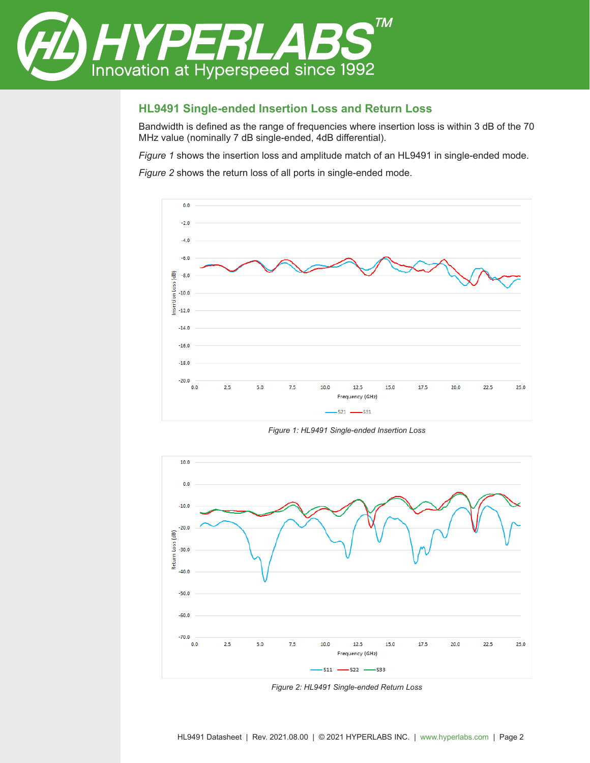## HL9491 Single-ended Insertion Loss and Return Loss

Bandwidth is defined as the range of frequencies where insertion loss is within 3 dB of the 70 MHz value (nominally 7 dB single-ended, 4dB differential).

*Figure 1* shows the insertion loss and amplitude match of an HL9491 in single-ended mode.

*Figure 2* shows the return loss of all ports in single-ended mode.

*Figure 1: HL9491 Single-ended Insertion Loss*

*Figure 2: HL9491 Single-ended Return Loss*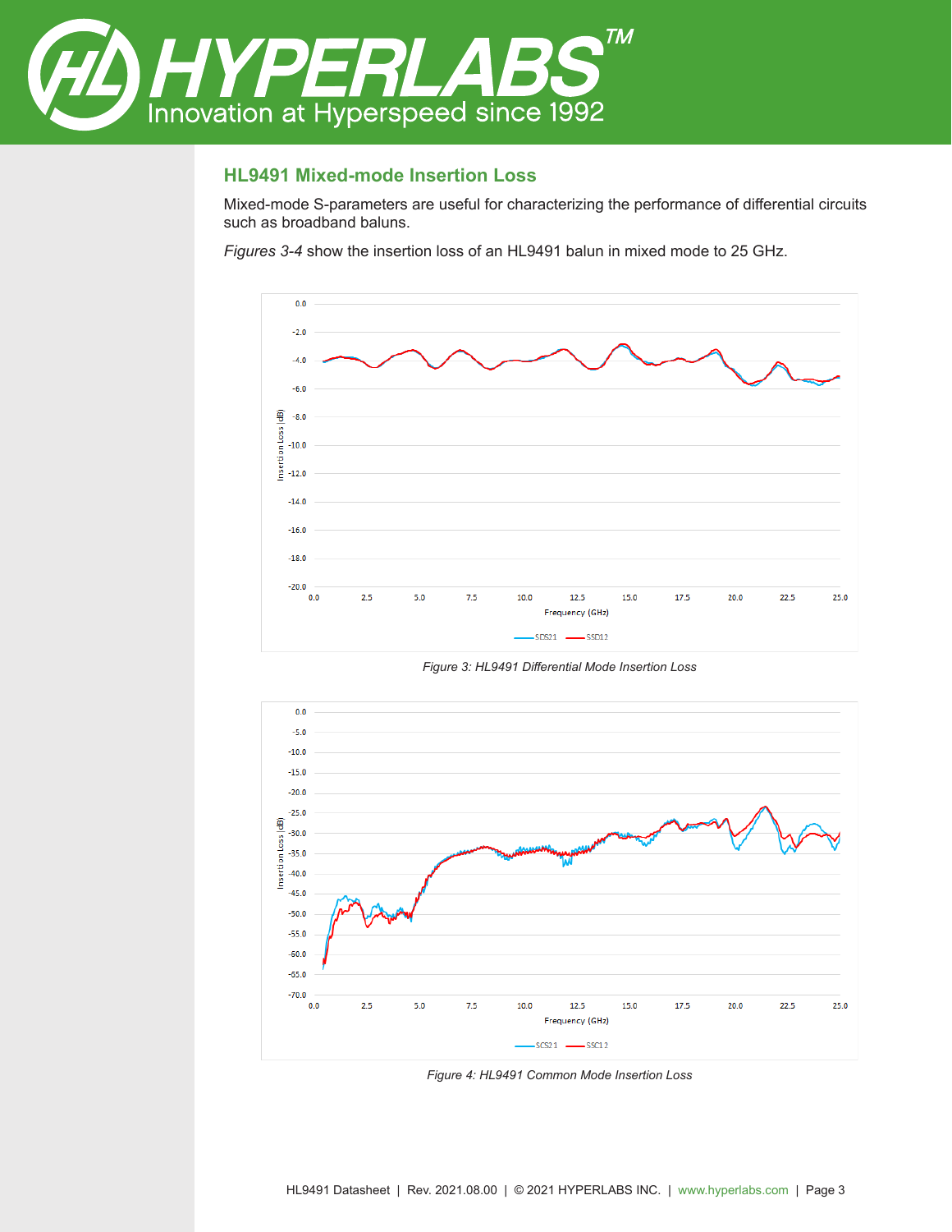## HL9491 Mixed-mode Insertion Loss

Mixed-mode S-parameters are useful for characterizing the performance of differential circuits such as broadband baluns.

*Figures 3-4* show the insertion loss of an HL9491 balun in mixed mode to 25 GHz.

*Figure 3: HL9491 Differential Mode Insertion Loss*

*Figure 4: HL9491 Common Mode Insertion Loss*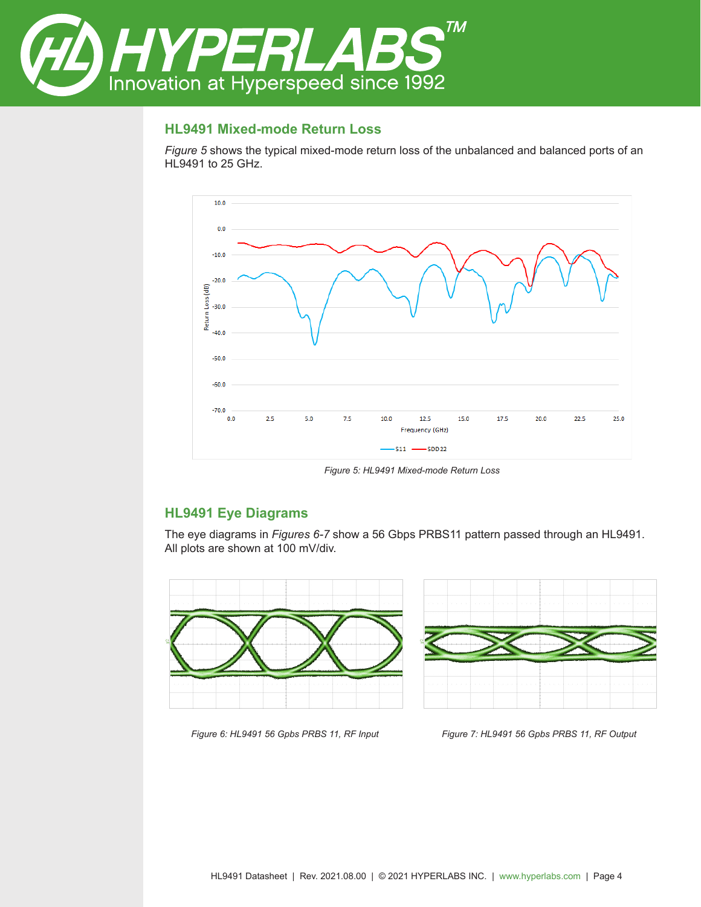## HL9491 Mixed-mode Return Loss

*Figure 5* shows the typical mixed-mode return loss of the unbalanced and balanced ports of an HL9491 to 25 GHz.

Figure 5: HL9491 Mixed-mode Return Loss

## HL9491 Eye Diagrams

The eye diagrams in *Figures 6-7* show a 56 Gbps PRBS11 pattern passed through an HL9491. All plots are shown at 100 mV/div.

Figure 6: HL9491 56 Gpbs PRBS 11, RF Input

Figure 7: HL9491 56 Gpbs PRBS 11, RF Output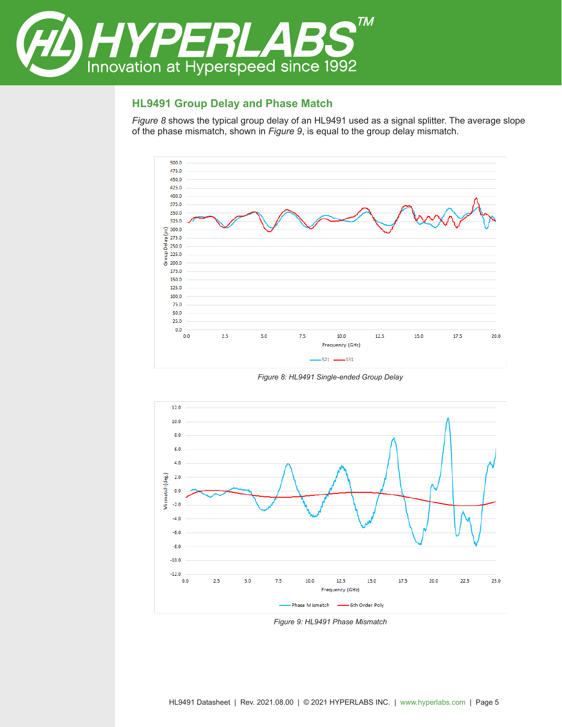## HL9491 Group Delay and Phase Match

*Figure 8* shows the typical group delay of an HL9491 used as a signal splitter. The average slope of the phase mismatch, shown in *Figure 9*, is equal to the group delay mismatch.

*Figure 8: HL9491 Single-ended Group Delay*

*Figure 9: HL9491 Phase Mismatch*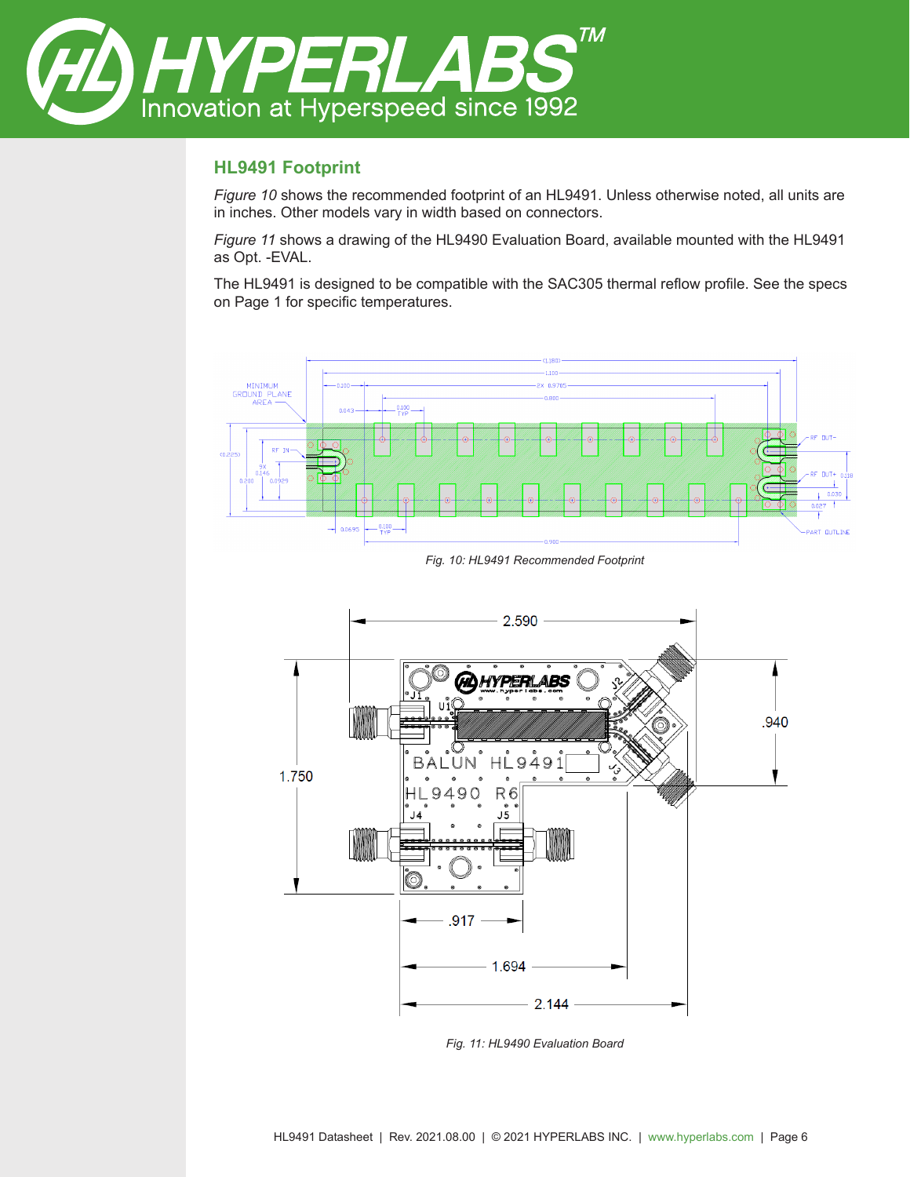## HL9491 Footprint

*Figure 10* shows the recommended footprint of an HL9491. Unless otherwise noted, all units are in inches. Other models vary in width based on connectors.

*Figure 11* shows a drawing of the HL9490 Evaluation Board, available mounted with the HL9491 as Opt. -EVAL.

The HL9491 is designed to be compatible with the SAC305 thermal reflow profile. See the specs on Page 1 for specific temperatures.

(1.180)
1.100
0.100
2X 0.9705
0.800
MINIMUM GROUND PLANE AREA
0.043
0.100 TYP
(0.225)
RF IN
9X 0.146
0.200
0.0929
RF OUT-
RF OUT+
0.118
0.030
0.027
0.0695
0.100 TYP
0.900
PART OUTLINE

*Fig. 10: HL9491 Recommended Footprint*

2.590
.940
1.750
.917
1.694
2.144

*Fig. 11: HL9490 Evaluation Board*